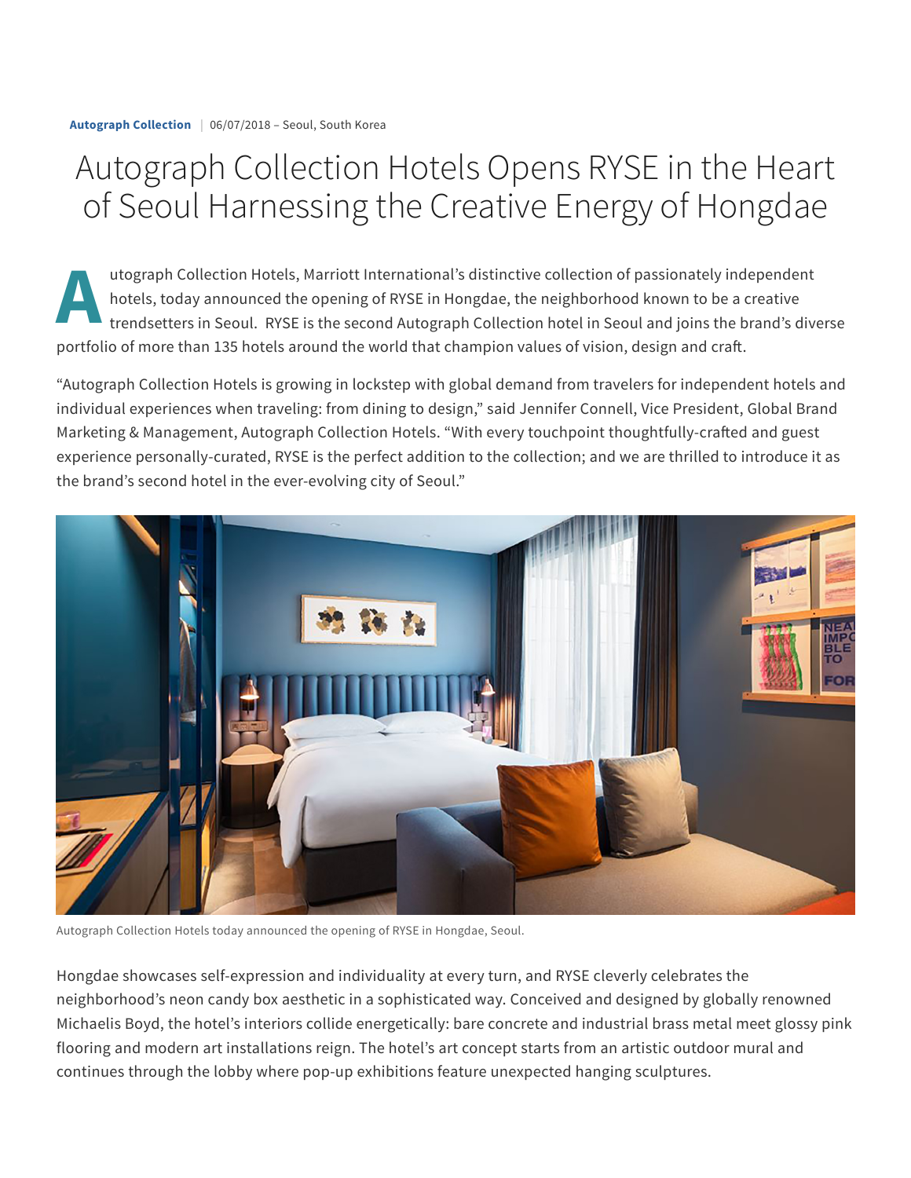**Autograph Collection** | 06/07/2018 – Seoul, South Korea

# Autograph Collection Hotels Opens RYSE in the Heart of Seoul Harnessing the Creative Energy of Hongdae

Autograph Collection Hotels, Marriott International's distinctive collection of passionately independent hotels, today announced the opening of RYSE in Hongdae, the neighborhood known to be a creative trendsetters in Seoul. RYSE is the second Autograph Collection hotel in Seoul and joins the brand's diverse portfolio of more than 135 hotels around the world that champion values of vision, design and craft.

"Autograph Collection Hotels is growing in lockstep with global demand from travelers for independent hotels and individual experiences when traveling: from dining to design," said Jennifer Connell, Vice President, Global Brand Marketing & Management, Autograph Collection Hotels. "With every touchpoint thoughtfully-crafted and guest experience personally-curated, RYSE is the perfect addition to the collection; and we are thrilled to introduce it as the brand's second hotel in the ever-evolving city of Seoul."

Autograph Collection Hotels today announced the opening of RYSE in Hongdae, Seoul.

Hongdae showcases self-expression and individuality at every turn, and RYSE cleverly celebrates the neighborhood's neon candy box aesthetic in a sophisticated way. Conceived and designed by globally renowned Michaelis Boyd, the hotel's interiors collide energetically: bare concrete and industrial brass metal meet glossy pink flooring and modern art installations reign. The hotel's art concept starts from an artistic outdoor mural and continues through the lobby where pop-up exhibitions feature unexpected hanging sculptures.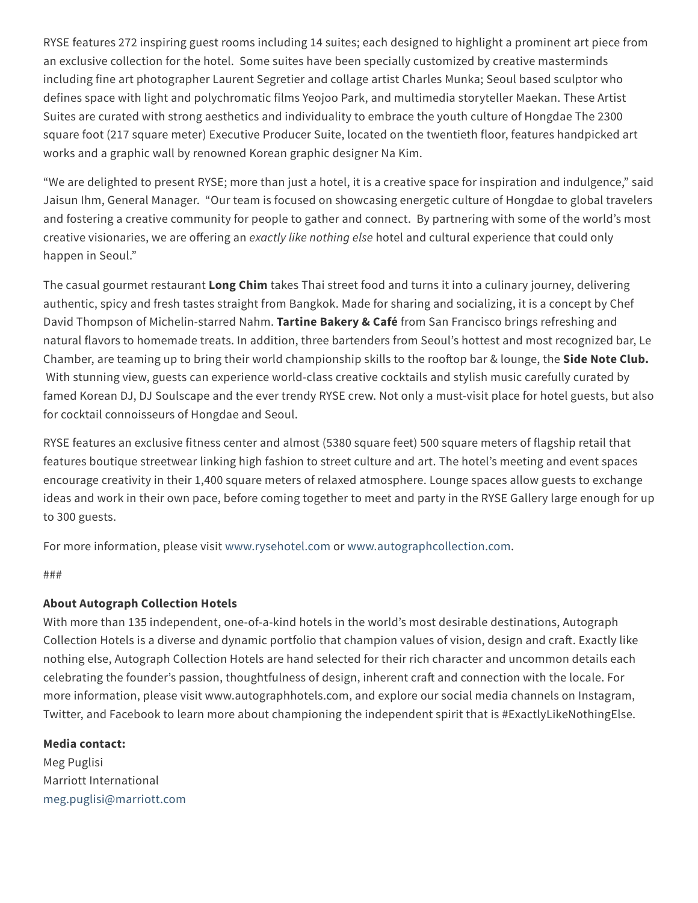RYSE features 272 inspiring guest rooms including 14 suites; each designed to highlight a prominent art piece from an exclusive collection for the hotel.  Some suites have been specially customized by creative masterminds including fine art photographer Laurent Segretier and collage artist Charles Munka; Seoul based sculptor who defines space with light and polychromatic films Yeojoo Park, and multimedia storyteller Maekan. These Artist Suites are curated with strong aesthetics and individuality to embrace the youth culture of Hongdae The 2300 square foot (217 square meter) Executive Producer Suite, located on the twentieth floor, features handpicked art works and a graphic wall by renowned Korean graphic designer Na Kim.

"We are delighted to present RYSE; more than just a hotel, it is a creative space for inspiration and indulgence," said Jaisun Ihm, General Manager.  "Our team is focused on showcasing energetic culture of Hongdae to global travelers and fostering a creative community for people to gather and connect.  By partnering with some of the world's most creative visionaries, we are offering an *exactly like nothing else* hotel and cultural experience that could only happen in Seoul."

The casual gourmet restaurant **Long Chim** takes Thai street food and turns it into a culinary journey, delivering authentic, spicy and fresh tastes straight from Bangkok. Made for sharing and socializing, it is a concept by Chef David Thompson of Michelin-starred Nahm. **Tartine Bakery & Café** from San Francisco brings refreshing and natural flavors to homemade treats. In addition, three bartenders from Seoul's hottest and most recognized bar, Le Chamber, are teaming up to bring their world championship skills to the rooftop bar & lounge, the **Side Note Club.** With stunning view, guests can experience world-class creative cocktails and stylish music carefully curated by famed Korean DJ, DJ Soulscape and the ever trendy RYSE crew. Not only a must-visit place for hotel guests, but also for cocktail connoisseurs of Hongdae and Seoul.

RYSE features an exclusive fitness center and almost (5380 square feet) 500 square meters of flagship retail that features boutique streetwear linking high fashion to street culture and art. The hotel's meeting and event spaces encourage creativity in their 1,400 square meters of relaxed atmosphere. Lounge spaces allow guests to exchange ideas and work in their own pace, before coming together to meet and party in the RYSE Gallery large enough for up to 300 guests.

For more information, please visit www.rysehotel.com or www.autographcollection.com.

###

**About Autograph Collection Hotels**
With more than 135 independent, one-of-a-kind hotels in the world's most desirable destinations, Autograph Collection Hotels is a diverse and dynamic portfolio that champion values of vision, design and craft. Exactly like nothing else, Autograph Collection Hotels are hand selected for their rich character and uncommon details each celebrating the founder's passion, thoughtfulness of design, inherent craft and connection with the locale. For more information, please visit www.autographhotels.com, and explore our social media channels on Instagram, Twitter, and Facebook to learn more about championing the independent spirit that is #ExactlyLikeNothingElse.

**Media contact:**
Meg Puglisi
Marriott International
meg.puglisi@marriott.com